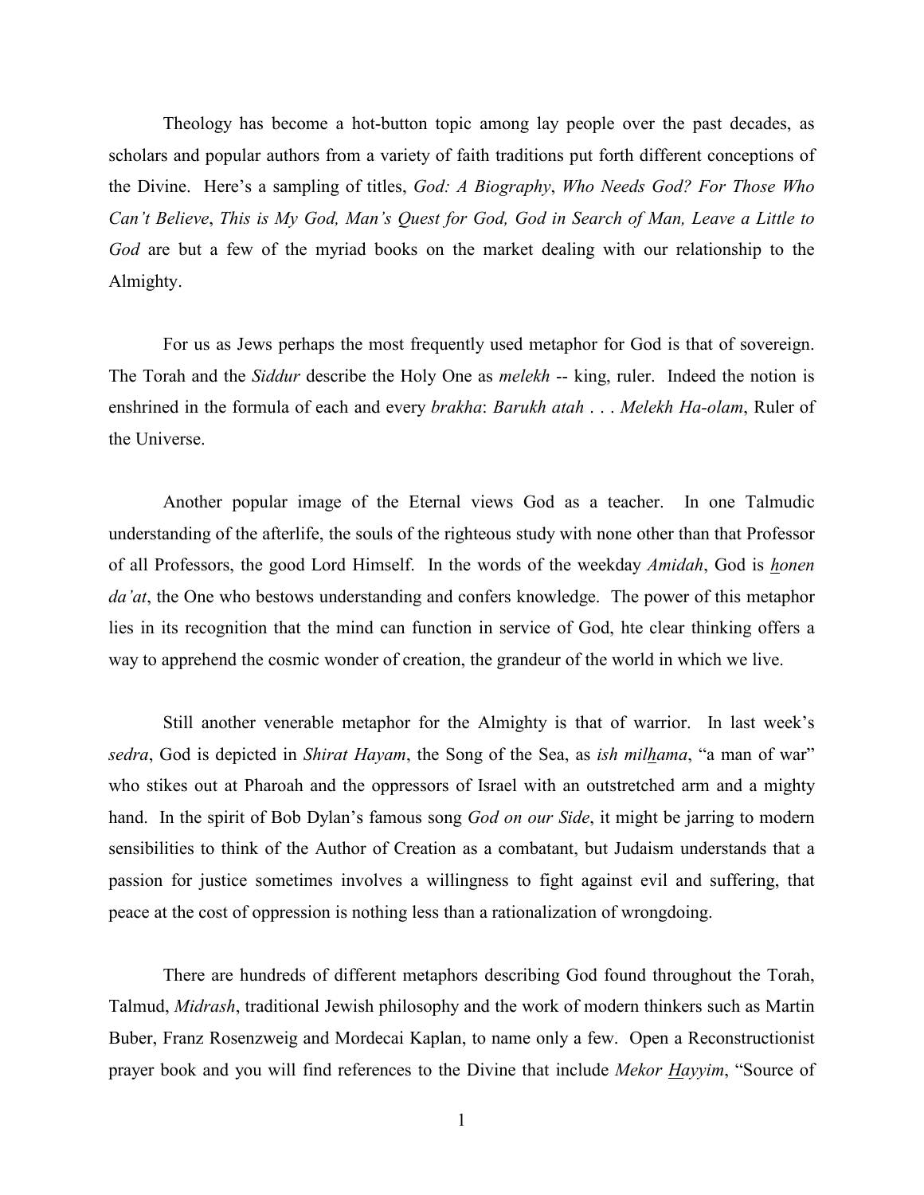Theology has become a hot-button topic among lay people over the past decades, as scholars and popular authors from a variety of faith traditions put forth different conceptions of the Divine. Here's a sampling of titles, *God: A Biography*, *Who Needs God? For Those Who Can't Believe*, *This is My God, Man's Quest for God, God in Search of Man, Leave a Little to God* are but a few of the myriad books on the market dealing with our relationship to the Almighty.

For us as Jews perhaps the most frequently used metaphor for God is that of sovereign. The Torah and the *Siddur* describe the Holy One as *melekh* -- king, ruler. Indeed the notion is enshrined in the formula of each and every *brakha*: *Barukh atah* . . . *Melekh Ha-olam*, Ruler of the Universe.

Another popular image of the Eternal views God as a teacher. In one Talmudic understanding of the afterlife, the souls of the righteous study with none other than that Professor of all Professors, the good Lord Himself. In the words of the weekday *Amidah*, God is *honen da'at*, the One who bestows understanding and confers knowledge. The power of this metaphor lies in its recognition that the mind can function in service of God, hte clear thinking offers a way to apprehend the cosmic wonder of creation, the grandeur of the world in which we live.

Still another venerable metaphor for the Almighty is that of warrior. In last week's *sedra*, God is depicted in *Shirat Hayam*, the Song of the Sea, as *ish milhama*, "a man of war" who stikes out at Pharoah and the oppressors of Israel with an outstretched arm and a mighty hand. In the spirit of Bob Dylan's famous song *God on our Side*, it might be jarring to modern sensibilities to think of the Author of Creation as a combatant, but Judaism understands that a passion for justice sometimes involves a willingness to fight against evil and suffering, that peace at the cost of oppression is nothing less than a rationalization of wrongdoing.

There are hundreds of different metaphors describing God found throughout the Torah, Talmud, *Midrash*, traditional Jewish philosophy and the work of modern thinkers such as Martin Buber, Franz Rosenzweig and Mordecai Kaplan, to name only a few. Open a Reconstructionist prayer book and you will find references to the Divine that include *Mekor Hayyim*, "Source of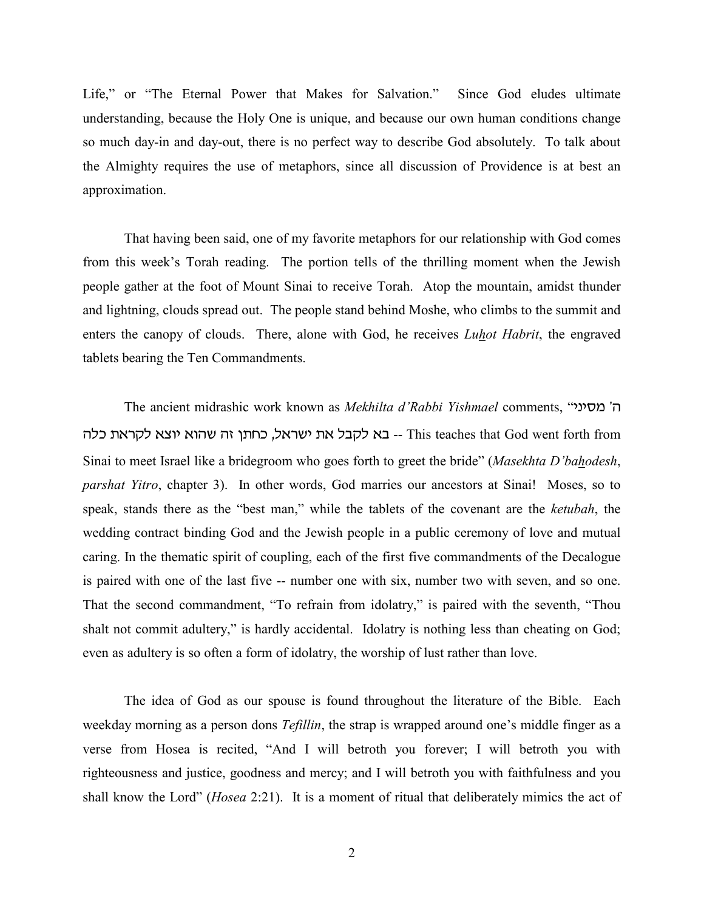Life," or "The Eternal Power that Makes for Salvation." Since God eludes ultimate understanding, because the Holy One is unique, and because our own human conditions change so much day-in and day-out, there is no perfect way to describe God absolutely. To talk about the Almighty requires the use of metaphors, since all discussion of Providence is at best an approximation.

That having been said, one of my favorite metaphors for our relationship with God comes from this week's Torah reading. The portion tells of the thrilling moment when the Jewish people gather at the foot of Mount Sinai to receive Torah. Atop the mountain, amidst thunder and lightning, clouds spread out. The people stand behind Moshe, who climbs to the summit and enters the canopy of clouds. There, alone with God, he receives *Luhot Habrit*, the engraved tablets bearing the Ten Commandments.

The ancient midrashic work known as *Mekhilta d'Rabbi Yishmael* comments, "ה' מסיני בא לקבל את ישראל, כחתן זה שהוא יוצא לקראת כלה -- This teaches that God went forth from Sinai to meet Israel like a bridegroom who goes forth to greet the bride" (*Masekhta D'bahodesh*, *parshat Yitro*, chapter 3). In other words, God marries our ancestors at Sinai! Moses, so to speak, stands there as the "best man," while the tablets of the covenant are the *ketubah*, the wedding contract binding God and the Jewish people in a public ceremony of love and mutual caring. In the thematic spirit of coupling, each of the first five commandments of the Decalogue is paired with one of the last five -- number one with six, number two with seven, and so one. That the second commandment, "To refrain from idolatry," is paired with the seventh, "Thou shalt not commit adultery," is hardly accidental. Idolatry is nothing less than cheating on God; even as adultery is so often a form of idolatry, the worship of lust rather than love.

The idea of God as our spouse is found throughout the literature of the Bible. Each weekday morning as a person dons *Tefillin*, the strap is wrapped around one's middle finger as a verse from Hosea is recited, "And I will betroth you forever; I will betroth you with righteousness and justice, goodness and mercy; and I will betroth you with faithfulness and you shall know the Lord" (*Hosea* 2:21). It is a moment of ritual that deliberately mimics the act of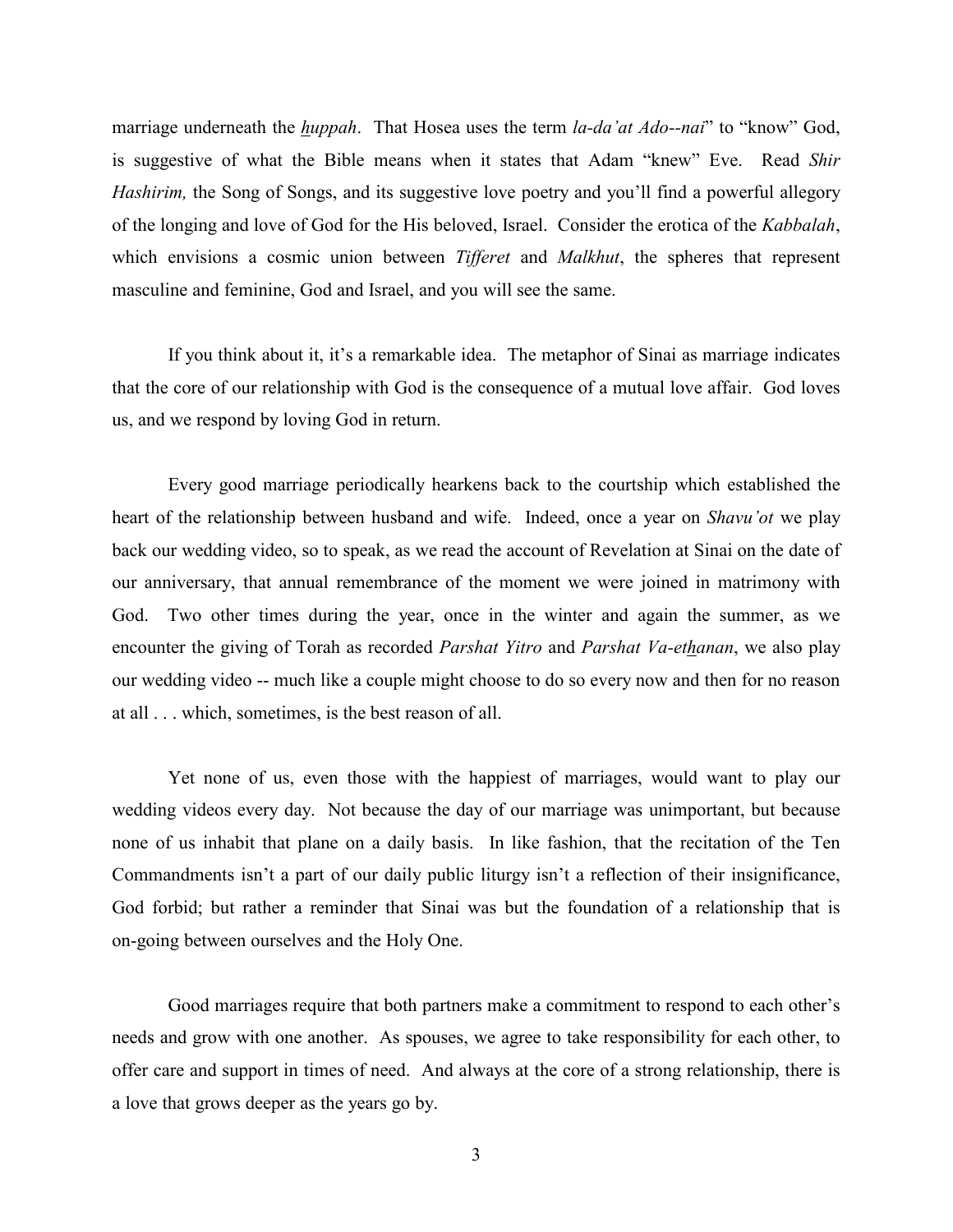marriage underneath the ***huppah***. That Hosea uses the term *la-da'at Ado--nai*" to "know" God, is suggestive of what the Bible means when it states that Adam "knew" Eve. Read *Shir Hashirim,* the Song of Songs, and its suggestive love poetry and you'll find a powerful allegory of the longing and love of God for the His beloved, Israel. Consider the erotica of the *Kabbalah*, which envisions a cosmic union between *Tifferet* and *Malkhut*, the spheres that represent masculine and feminine, God and Israel, and you will see the same.

If you think about it, it's a remarkable idea. The metaphor of Sinai as marriage indicates that the core of our relationship with God is the consequence of a mutual love affair. God loves us, and we respond by loving God in return.

Every good marriage periodically hearkens back to the courtship which established the heart of the relationship between husband and wife. Indeed, once a year on *Shavu'ot* we play back our wedding video, so to speak, as we read the account of Revelation at Sinai on the date of our anniversary, that annual remembrance of the moment we were joined in matrimony with God. Two other times during the year, once in the winter and again the summer, as we encounter the giving of Torah as recorded *Parshat Yitro* and *Parshat Va-ethanan*, we also play our wedding video -- much like a couple might choose to do so every now and then for no reason at all . . . which, sometimes, is the best reason of all.

Yet none of us, even those with the happiest of marriages, would want to play our wedding videos every day. Not because the day of our marriage was unimportant, but because none of us inhabit that plane on a daily basis. In like fashion, that the recitation of the Ten Commandments isn't a part of our daily public liturgy isn't a reflection of their insignificance, God forbid; but rather a reminder that Sinai was but the foundation of a relationship that is on-going between ourselves and the Holy One.

Good marriages require that both partners make a commitment to respond to each other's needs and grow with one another. As spouses, we agree to take responsibility for each other, to offer care and support in times of need. And always at the core of a strong relationship, there is a love that grows deeper as the years go by.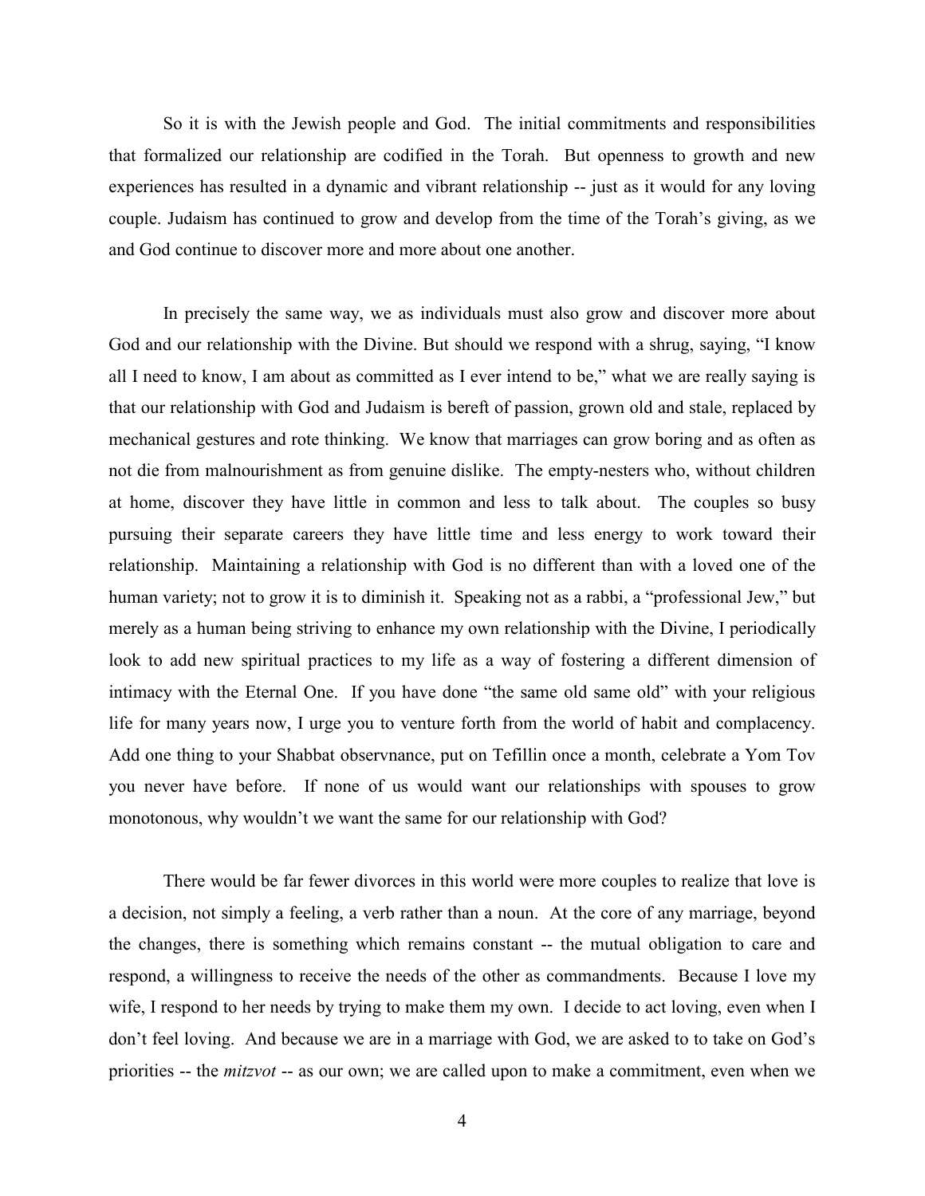So it is with the Jewish people and God. The initial commitments and responsibilities that formalized our relationship are codified in the Torah. But openness to growth and new experiences has resulted in a dynamic and vibrant relationship -- just as it would for any loving couple. Judaism has continued to grow and develop from the time of the Torah's giving, as we and God continue to discover more and more about one another.

In precisely the same way, we as individuals must also grow and discover more about God and our relationship with the Divine. But should we respond with a shrug, saying, "I know all I need to know, I am about as committed as I ever intend to be," what we are really saying is that our relationship with God and Judaism is bereft of passion, grown old and stale, replaced by mechanical gestures and rote thinking. We know that marriages can grow boring and as often as not die from malnourishment as from genuine dislike. The empty-nesters who, without children at home, discover they have little in common and less to talk about. The couples so busy pursuing their separate careers they have little time and less energy to work toward their relationship. Maintaining a relationship with God is no different than with a loved one of the human variety; not to grow it is to diminish it. Speaking not as a rabbi, a "professional Jew," but merely as a human being striving to enhance my own relationship with the Divine, I periodically look to add new spiritual practices to my life as a way of fostering a different dimension of intimacy with the Eternal One. If you have done "the same old same old" with your religious life for many years now, I urge you to venture forth from the world of habit and complacency. Add one thing to your Shabbat observnance, put on Tefillin once a month, celebrate a Yom Tov you never have before. If none of us would want our relationships with spouses to grow monotonous, why wouldn't we want the same for our relationship with God?

There would be far fewer divorces in this world were more couples to realize that love is a decision, not simply a feeling, a verb rather than a noun. At the core of any marriage, beyond the changes, there is something which remains constant -- the mutual obligation to care and respond, a willingness to receive the needs of the other as commandments. Because I love my wife, I respond to her needs by trying to make them my own. I decide to act loving, even when I don't feel loving. And because we are in a marriage with God, we are asked to to take on God's priorities -- the *mitzvot* -- as our own; we are called upon to make a commitment, even when we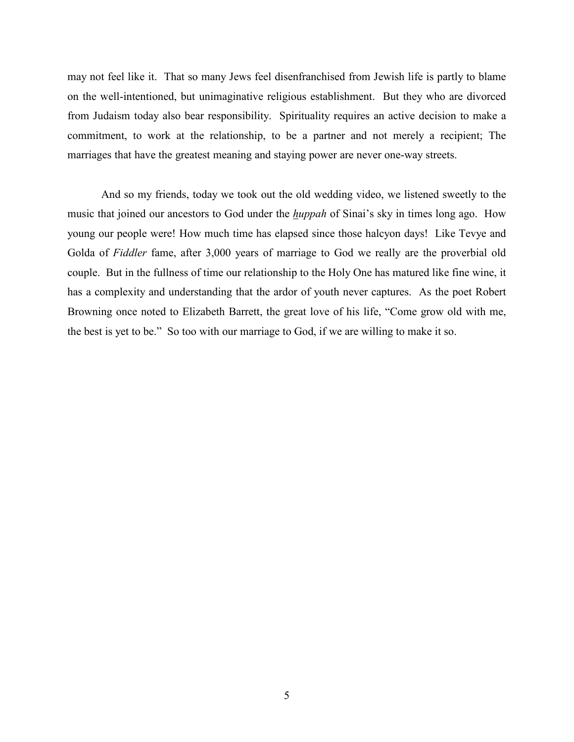may not feel like it. That so many Jews feel disenfranchised from Jewish life is partly to blame on the well-intentioned, but unimaginative religious establishment. But they who are divorced from Judaism today also bear responsibility. Spirituality requires an active decision to make a commitment, to work at the relationship, to be a partner and not merely a recipient; The marriages that have the greatest meaning and staying power are never one-way streets.

And so my friends, today we took out the old wedding video, we listened sweetly to the music that joined our ancestors to God under the *huppah* of Sinai's sky in times long ago. How young our people were! How much time has elapsed since those halcyon days! Like Tevye and Golda of *Fiddler* fame, after 3,000 years of marriage to God we really are the proverbial old couple. But in the fullness of time our relationship to the Holy One has matured like fine wine, it has a complexity and understanding that the ardor of youth never captures. As the poet Robert Browning once noted to Elizabeth Barrett, the great love of his life, "Come grow old with me, the best is yet to be." So too with our marriage to God, if we are willing to make it so.